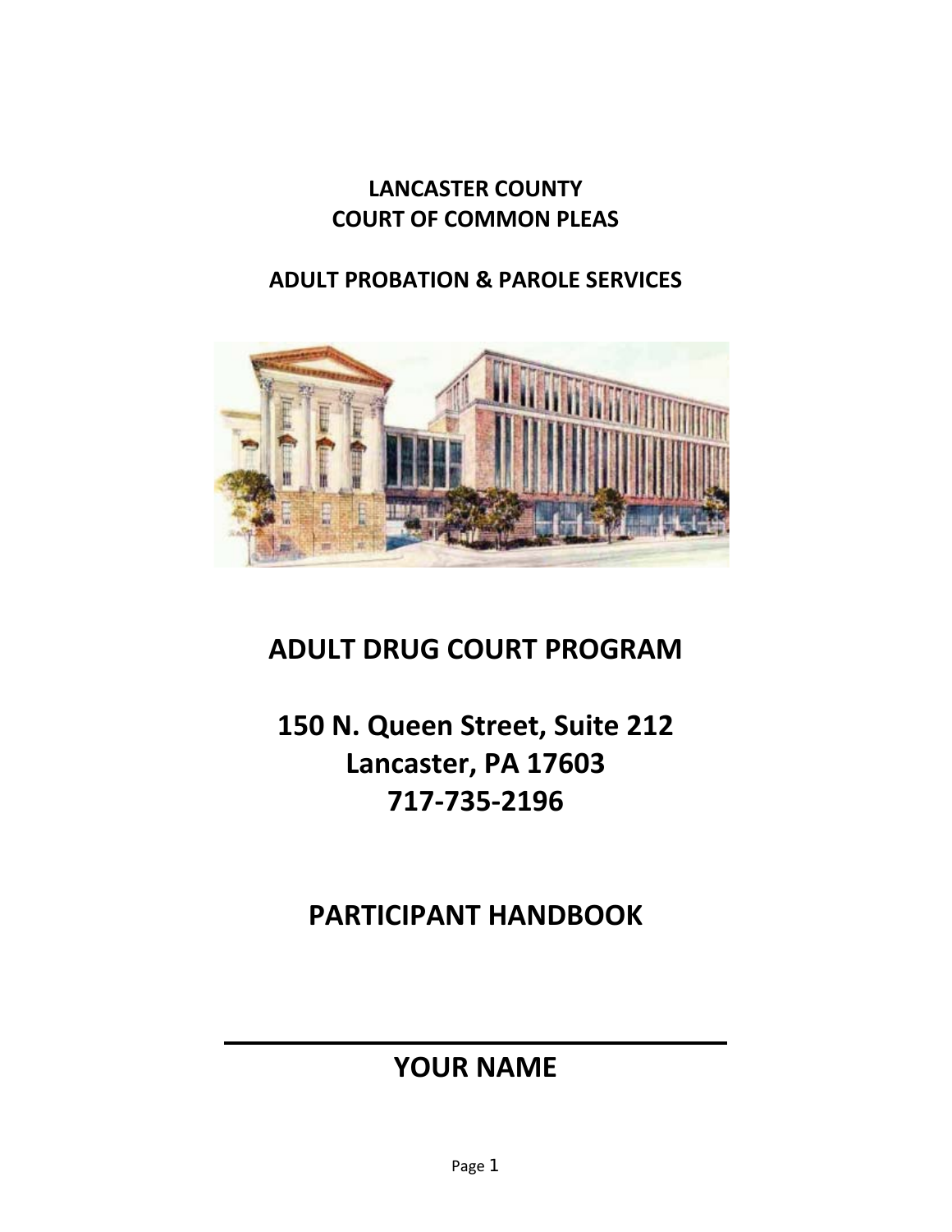**LANCASTER COUNTY**
**COURT OF COMMON PLEAS**

**ADULT PROBATION & PAROLE SERVICES**

# ADULT DRUG COURT PROGRAM

## 150 N. Queen Street, Suite 212
## Lancaster, PA 17603
## 717-735-2196

## PARTICIPANT HANDBOOK

______________________________

## YOUR NAME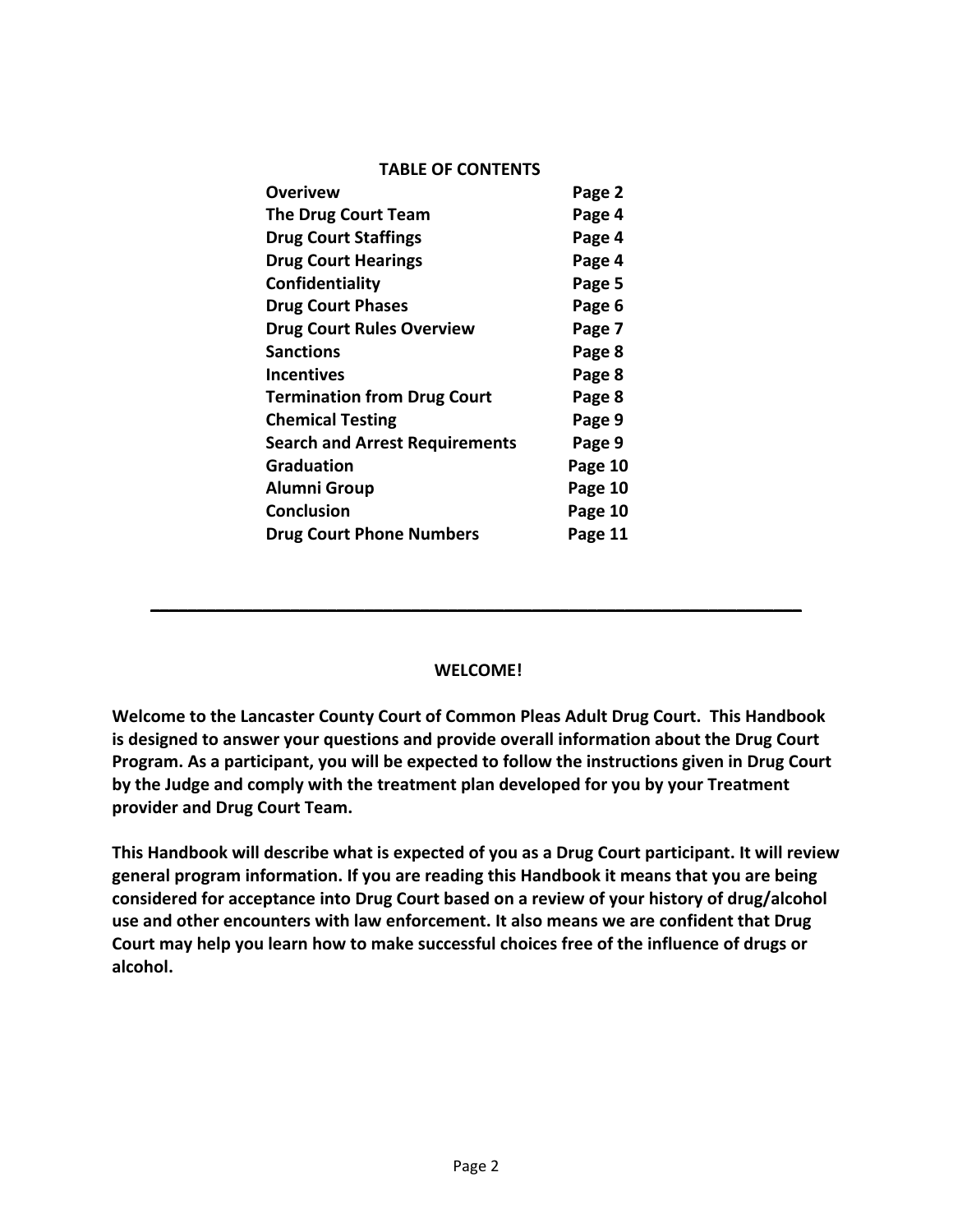## TABLE OF CONTENTS

| | |
|---|---|
| **Overivew** | **Page 2** |
| **The Drug Court Team** | **Page 4** |
| **Drug Court Staffings** | **Page 4** |
| **Drug Court Hearings** | **Page 4** |
| **Confidentiality** | **Page 5** |
| **Drug Court Phases** | **Page 6** |
| **Drug Court Rules Overview** | **Page 7** |
| **Sanctions** | **Page 8** |
| **Incentives** | **Page 8** |
| **Termination from Drug Court** | **Page 8** |
| **Chemical Testing** | **Page 9** |
| **Search and Arrest Requirements** | **Page 9** |
| **Graduation** | **Page 10** |
| **Alumni Group** | **Page 10** |
| **Conclusion** | **Page 10** |
| **Drug Court Phone Numbers** | **Page 11** |

---

## WELCOME!

**Welcome to the Lancaster County Court of Common Pleas Adult Drug Court. This Handbook is designed to answer your questions and provide overall information about the Drug Court Program. As a participant, you will be expected to follow the instructions given in Drug Court by the Judge and comply with the treatment plan developed for you by your Treatment provider and Drug Court Team.**

**This Handbook will describe what is expected of you as a Drug Court participant. It will review general program information. If you are reading this Handbook it means that you are being considered for acceptance into Drug Court based on a review of your history of drug/alcohol use and other encounters with law enforcement. It also means we are confident that Drug Court may help you learn how to make successful choices free of the influence of drugs or alcohol.**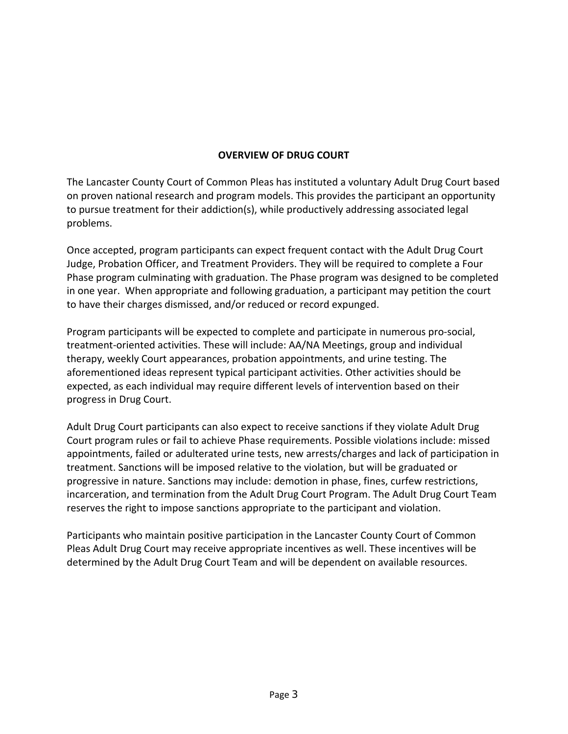## OVERVIEW OF DRUG COURT

The Lancaster County Court of Common Pleas has instituted a voluntary Adult Drug Court based on proven national research and program models. This provides the participant an opportunity to pursue treatment for their addiction(s), while productively addressing associated legal problems.

Once accepted, program participants can expect frequent contact with the Adult Drug Court Judge, Probation Officer, and Treatment Providers. They will be required to complete a Four Phase program culminating with graduation. The Phase program was designed to be completed in one year. When appropriate and following graduation, a participant may petition the court to have their charges dismissed, and/or reduced or record expunged.

Program participants will be expected to complete and participate in numerous pro-social, treatment-oriented activities. These will include: AA/NA Meetings, group and individual therapy, weekly Court appearances, probation appointments, and urine testing. The aforementioned ideas represent typical participant activities. Other activities should be expected, as each individual may require different levels of intervention based on their progress in Drug Court.

Adult Drug Court participants can also expect to receive sanctions if they violate Adult Drug Court program rules or fail to achieve Phase requirements. Possible violations include: missed appointments, failed or adulterated urine tests, new arrests/charges and lack of participation in treatment. Sanctions will be imposed relative to the violation, but will be graduated or progressive in nature. Sanctions may include: demotion in phase, fines, curfew restrictions, incarceration, and termination from the Adult Drug Court Program. The Adult Drug Court Team reserves the right to impose sanctions appropriate to the participant and violation.

Participants who maintain positive participation in the Lancaster County Court of Common Pleas Adult Drug Court may receive appropriate incentives as well. These incentives will be determined by the Adult Drug Court Team and will be dependent on available resources.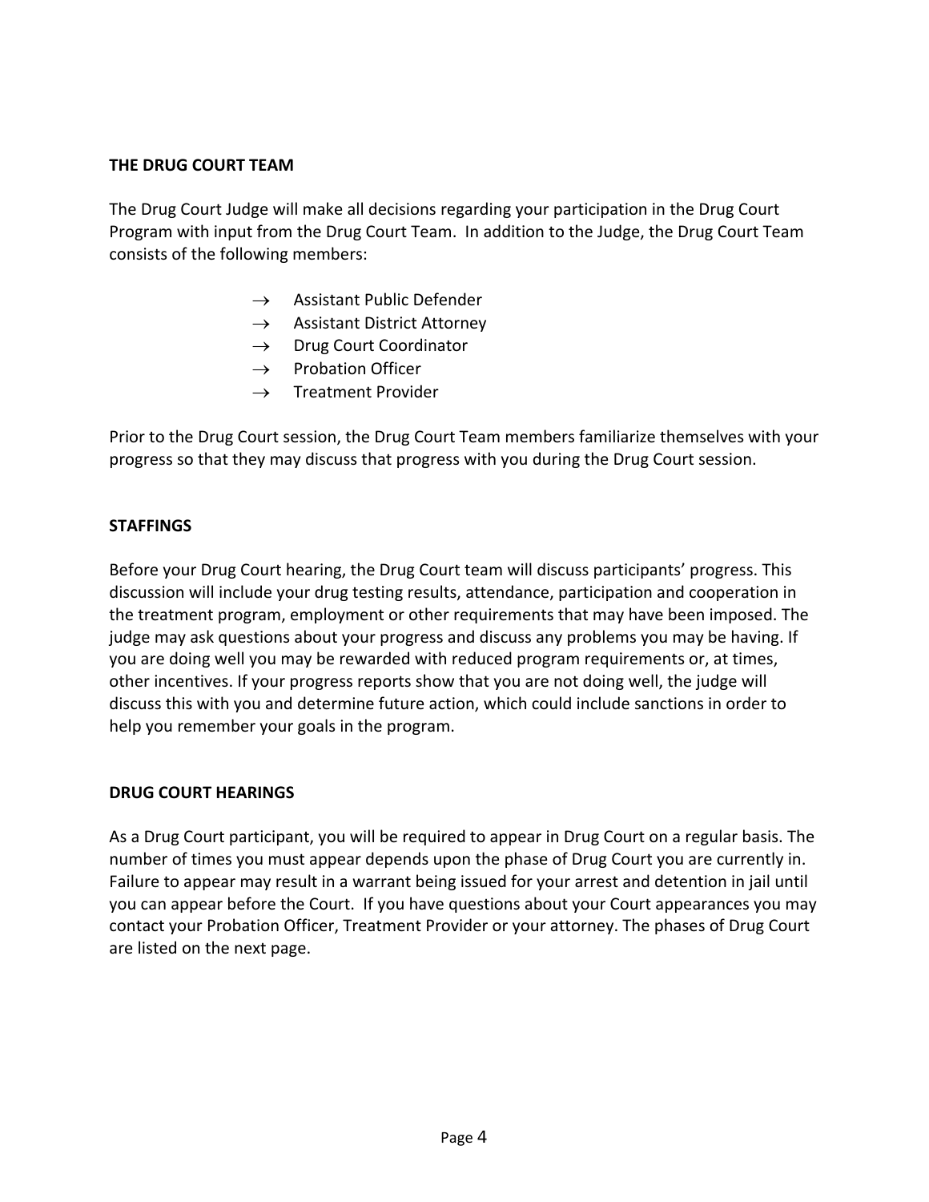## THE DRUG COURT TEAM

The Drug Court Judge will make all decisions regarding your participation in the Drug Court Program with input from the Drug Court Team. In addition to the Judge, the Drug Court Team consists of the following members:

- → Assistant Public Defender
- → Assistant District Attorney
- → Drug Court Coordinator
- → Probation Officer
- → Treatment Provider

Prior to the Drug Court session, the Drug Court Team members familiarize themselves with your progress so that they may discuss that progress with you during the Drug Court session.

## STAFFINGS

Before your Drug Court hearing, the Drug Court team will discuss participants' progress. This discussion will include your drug testing results, attendance, participation and cooperation in the treatment program, employment or other requirements that may have been imposed. The judge may ask questions about your progress and discuss any problems you may be having. If you are doing well you may be rewarded with reduced program requirements or, at times, other incentives. If your progress reports show that you are not doing well, the judge will discuss this with you and determine future action, which could include sanctions in order to help you remember your goals in the program.

## DRUG COURT HEARINGS

As a Drug Court participant, you will be required to appear in Drug Court on a regular basis. The number of times you must appear depends upon the phase of Drug Court you are currently in. Failure to appear may result in a warrant being issued for your arrest and detention in jail until you can appear before the Court. If you have questions about your Court appearances you may contact your Probation Officer, Treatment Provider or your attorney. The phases of Drug Court are listed on the next page.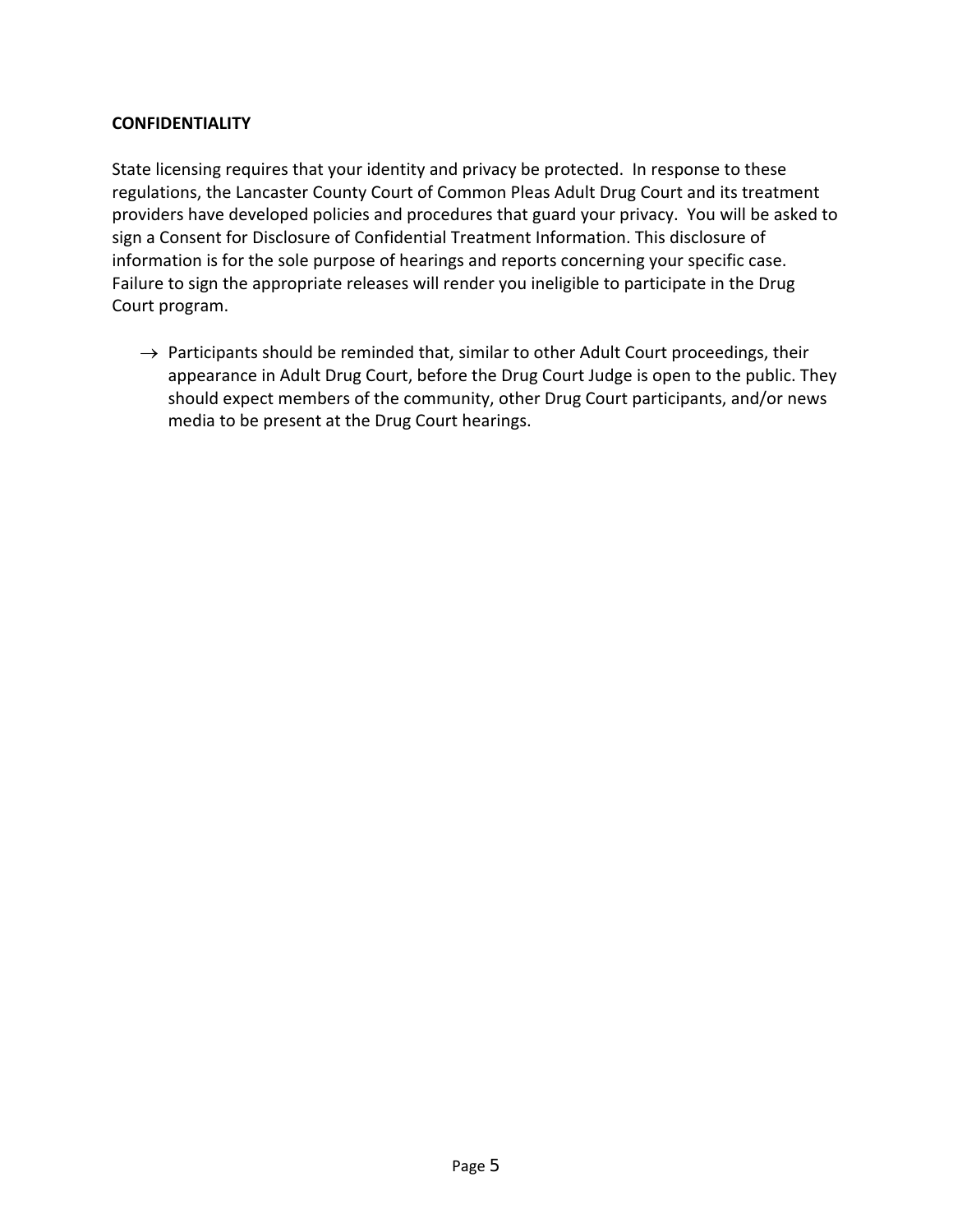**CONFIDENTIALITY**

State licensing requires that your identity and privacy be protected. In response to these regulations, the Lancaster County Court of Common Pleas Adult Drug Court and its treatment providers have developed policies and procedures that guard your privacy. You will be asked to sign a Consent for Disclosure of Confidential Treatment Information. This disclosure of information is for the sole purpose of hearings and reports concerning your specific case. Failure to sign the appropriate releases will render you ineligible to participate in the Drug Court program.

→ Participants should be reminded that, similar to other Adult Court proceedings, their appearance in Adult Drug Court, before the Drug Court Judge is open to the public. They should expect members of the community, other Drug Court participants, and/or news media to be present at the Drug Court hearings.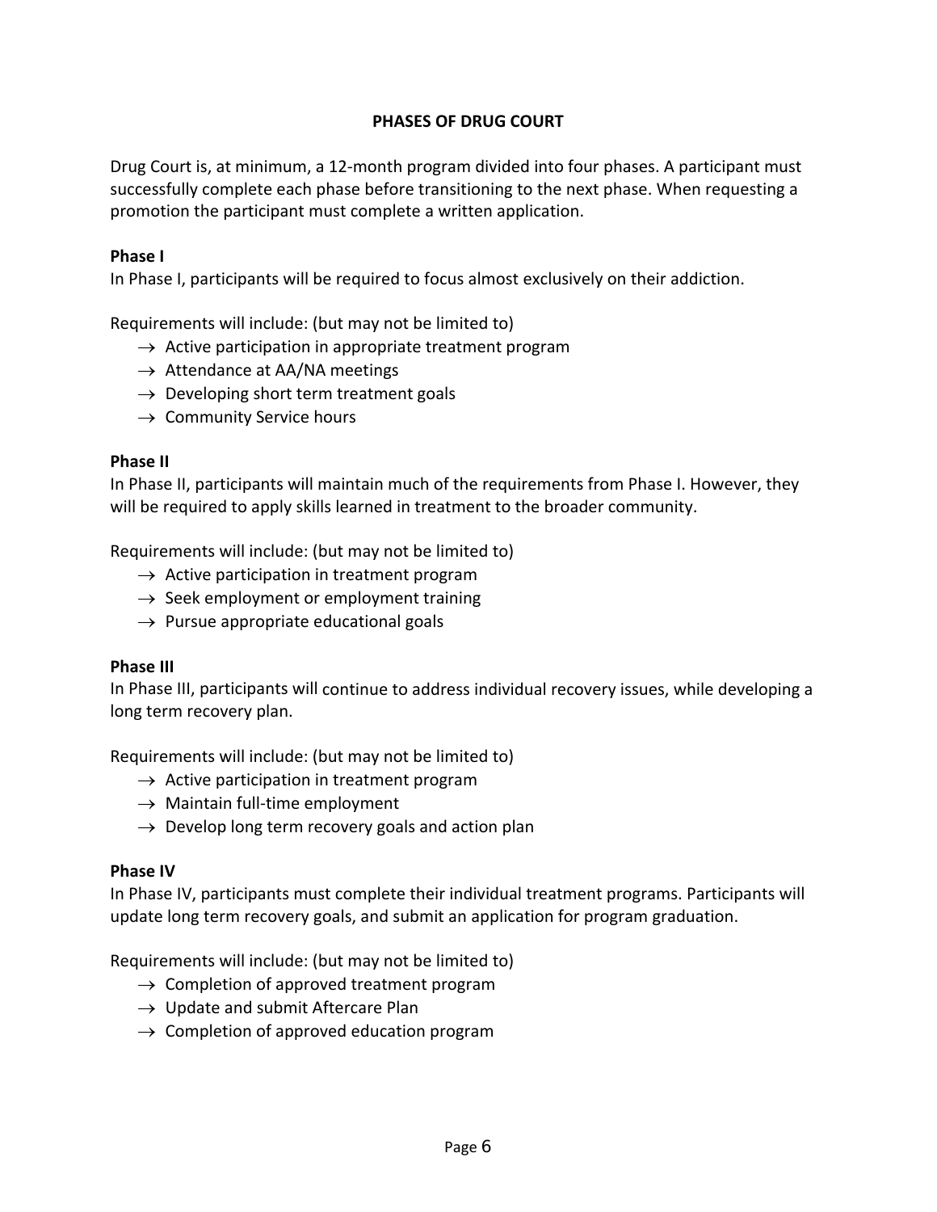## PHASES OF DRUG COURT

Drug Court is, at minimum, a 12-month program divided into four phases. A participant must successfully complete each phase before transitioning to the next phase. When requesting a promotion the participant must complete a written application.

### Phase I

In Phase I, participants will be required to focus almost exclusively on their addiction.

Requirements will include: (but may not be limited to)

- → Active participation in appropriate treatment program
- → Attendance at AA/NA meetings
- → Developing short term treatment goals
- → Community Service hours

### Phase II

In Phase II, participants will maintain much of the requirements from Phase I. However, they will be required to apply skills learned in treatment to the broader community.

Requirements will include: (but may not be limited to)

- → Active participation in treatment program
- → Seek employment or employment training
- → Pursue appropriate educational goals

### Phase III

In Phase III, participants will continue to address individual recovery issues, while developing a long term recovery plan.

Requirements will include: (but may not be limited to)

- → Active participation in treatment program
- → Maintain full-time employment
- → Develop long term recovery goals and action plan

### Phase IV

In Phase IV, participants must complete their individual treatment programs. Participants will update long term recovery goals, and submit an application for program graduation.

Requirements will include: (but may not be limited to)

- → Completion of approved treatment program
- → Update and submit Aftercare Plan
- → Completion of approved education program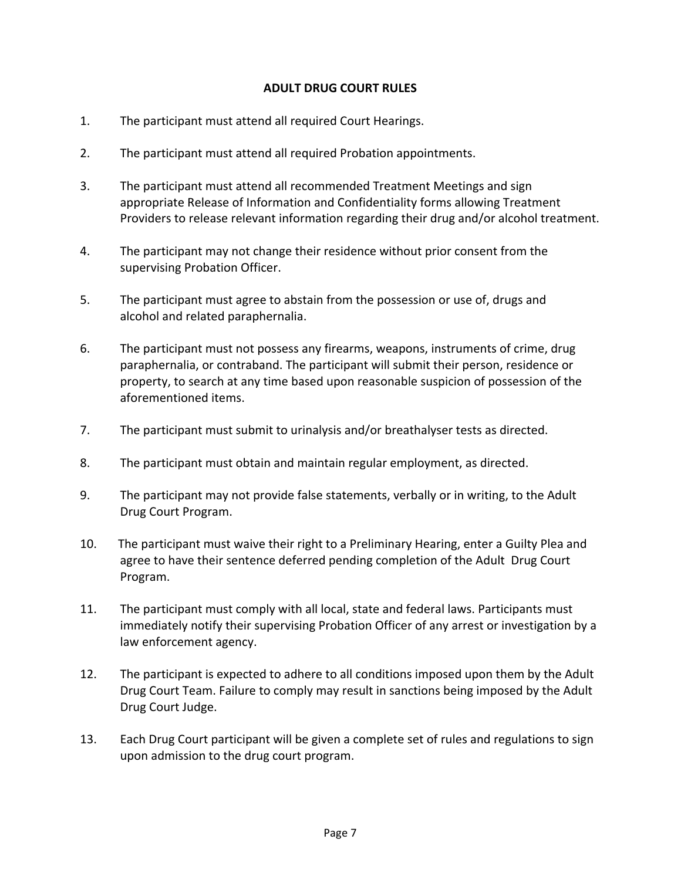## ADULT DRUG COURT RULES

1. The participant must attend all required Court Hearings.

2. The participant must attend all required Probation appointments.

3. The participant must attend all recommended Treatment Meetings and sign appropriate Release of Information and Confidentiality forms allowing Treatment Providers to release relevant information regarding their drug and/or alcohol treatment.

4. The participant may not change their residence without prior consent from the supervising Probation Officer.

5. The participant must agree to abstain from the possession or use of, drugs and alcohol and related paraphernalia.

6. The participant must not possess any firearms, weapons, instruments of crime, drug paraphernalia, or contraband. The participant will submit their person, residence or property, to search at any time based upon reasonable suspicion of possession of the aforementioned items.

7. The participant must submit to urinalysis and/or breathalyser tests as directed.

8. The participant must obtain and maintain regular employment, as directed.

9. The participant may not provide false statements, verbally or in writing, to the Adult Drug Court Program.

10. The participant must waive their right to a Preliminary Hearing, enter a Guilty Plea and agree to have their sentence deferred pending completion of the Adult Drug Court Program.

11. The participant must comply with all local, state and federal laws. Participants must immediately notify their supervising Probation Officer of any arrest or investigation by a law enforcement agency.

12. The participant is expected to adhere to all conditions imposed upon them by the Adult Drug Court Team. Failure to comply may result in sanctions being imposed by the Adult Drug Court Judge.

13. Each Drug Court participant will be given a complete set of rules and regulations to sign upon admission to the drug court program.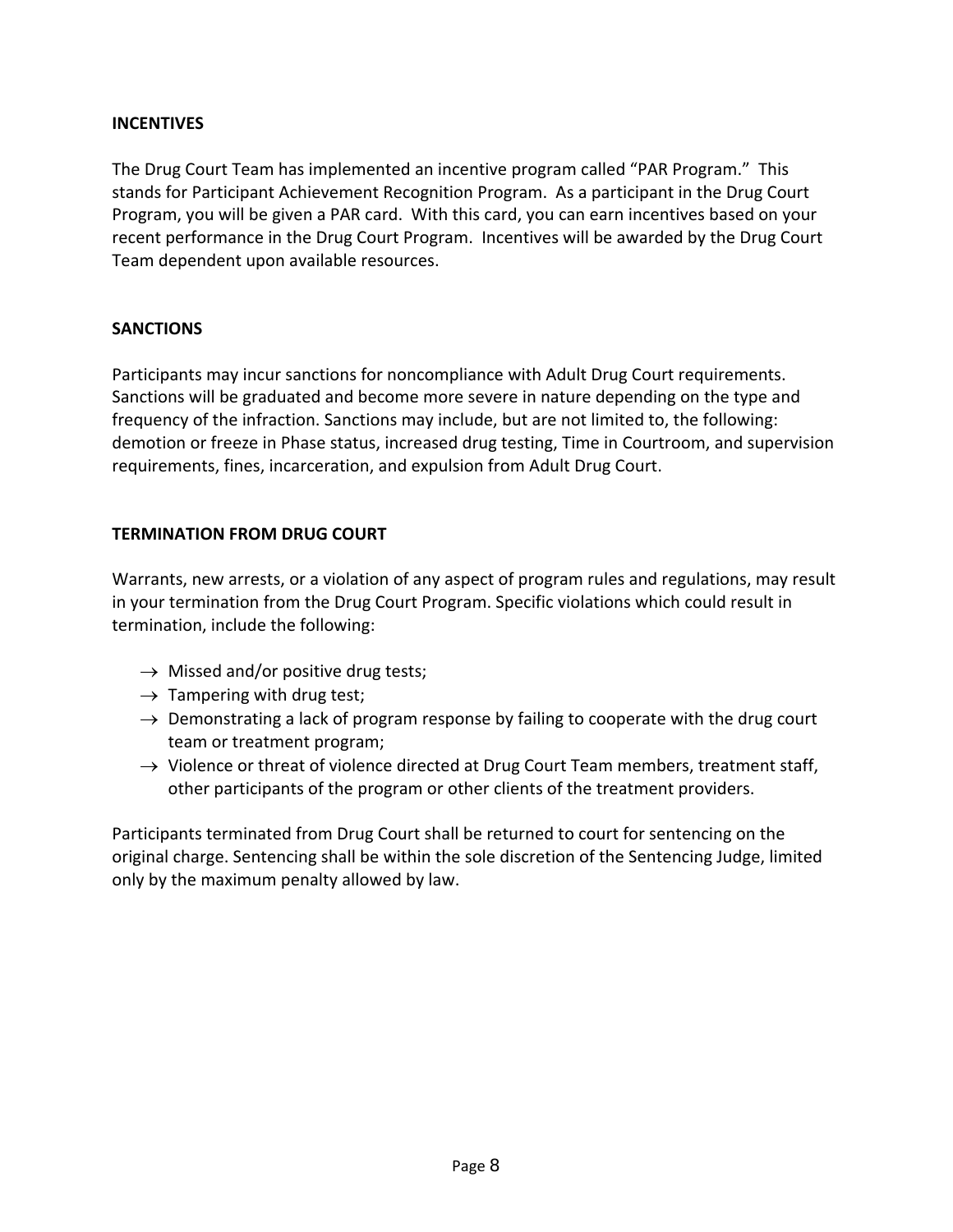## INCENTIVES

The Drug Court Team has implemented an incentive program called "PAR Program." This stands for Participant Achievement Recognition Program. As a participant in the Drug Court Program, you will be given a PAR card. With this card, you can earn incentives based on your recent performance in the Drug Court Program. Incentives will be awarded by the Drug Court Team dependent upon available resources.

## SANCTIONS

Participants may incur sanctions for noncompliance with Adult Drug Court requirements. Sanctions will be graduated and become more severe in nature depending on the type and frequency of the infraction. Sanctions may include, but are not limited to, the following: demotion or freeze in Phase status, increased drug testing, Time in Courtroom, and supervision requirements, fines, incarceration, and expulsion from Adult Drug Court.

## TERMINATION FROM DRUG COURT

Warrants, new arrests, or a violation of any aspect of program rules and regulations, may result in your termination from the Drug Court Program. Specific violations which could result in termination, include the following:

- → Missed and/or positive drug tests;
- → Tampering with drug test;
- → Demonstrating a lack of program response by failing to cooperate with the drug court team or treatment program;
- → Violence or threat of violence directed at Drug Court Team members, treatment staff, other participants of the program or other clients of the treatment providers.

Participants terminated from Drug Court shall be returned to court for sentencing on the original charge. Sentencing shall be within the sole discretion of the Sentencing Judge, limited only by the maximum penalty allowed by law.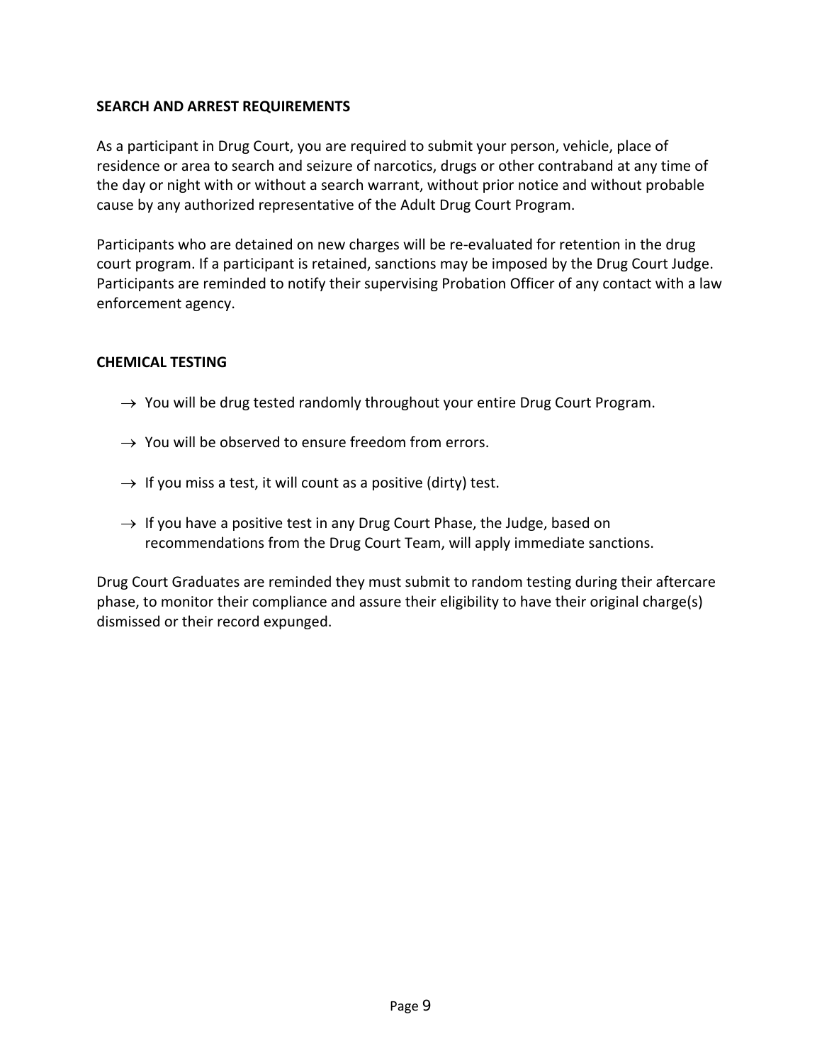## SEARCH AND ARREST REQUIREMENTS

As a participant in Drug Court, you are required to submit your person, vehicle, place of residence or area to search and seizure of narcotics, drugs or other contraband at any time of the day or night with or without a search warrant, without prior notice and without probable cause by any authorized representative of the Adult Drug Court Program.

Participants who are detained on new charges will be re-evaluated for retention in the drug court program. If a participant is retained, sanctions may be imposed by the Drug Court Judge. Participants are reminded to notify their supervising Probation Officer of any contact with a law enforcement agency.

## CHEMICAL TESTING

- → You will be drug tested randomly throughout your entire Drug Court Program.
- → You will be observed to ensure freedom from errors.
- → If you miss a test, it will count as a positive (dirty) test.
- → If you have a positive test in any Drug Court Phase, the Judge, based on recommendations from the Drug Court Team, will apply immediate sanctions.

Drug Court Graduates are reminded they must submit to random testing during their aftercare phase, to monitor their compliance and assure their eligibility to have their original charge(s) dismissed or their record expunged.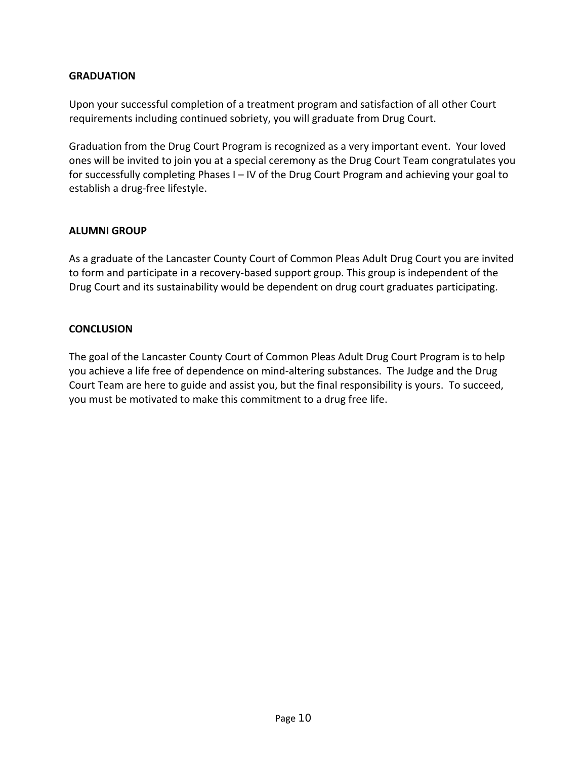## GRADUATION

Upon your successful completion of a treatment program and satisfaction of all other Court requirements including continued sobriety, you will graduate from Drug Court.

Graduation from the Drug Court Program is recognized as a very important event. Your loved ones will be invited to join you at a special ceremony as the Drug Court Team congratulates you for successfully completing Phases I – IV of the Drug Court Program and achieving your goal to establish a drug-free lifestyle.

## ALUMNI GROUP

As a graduate of the Lancaster County Court of Common Pleas Adult Drug Court you are invited to form and participate in a recovery-based support group. This group is independent of the Drug Court and its sustainability would be dependent on drug court graduates participating.

## CONCLUSION

The goal of the Lancaster County Court of Common Pleas Adult Drug Court Program is to help you achieve a life free of dependence on mind-altering substances. The Judge and the Drug Court Team are here to guide and assist you, but the final responsibility is yours. To succeed, you must be motivated to make this commitment to a drug free life.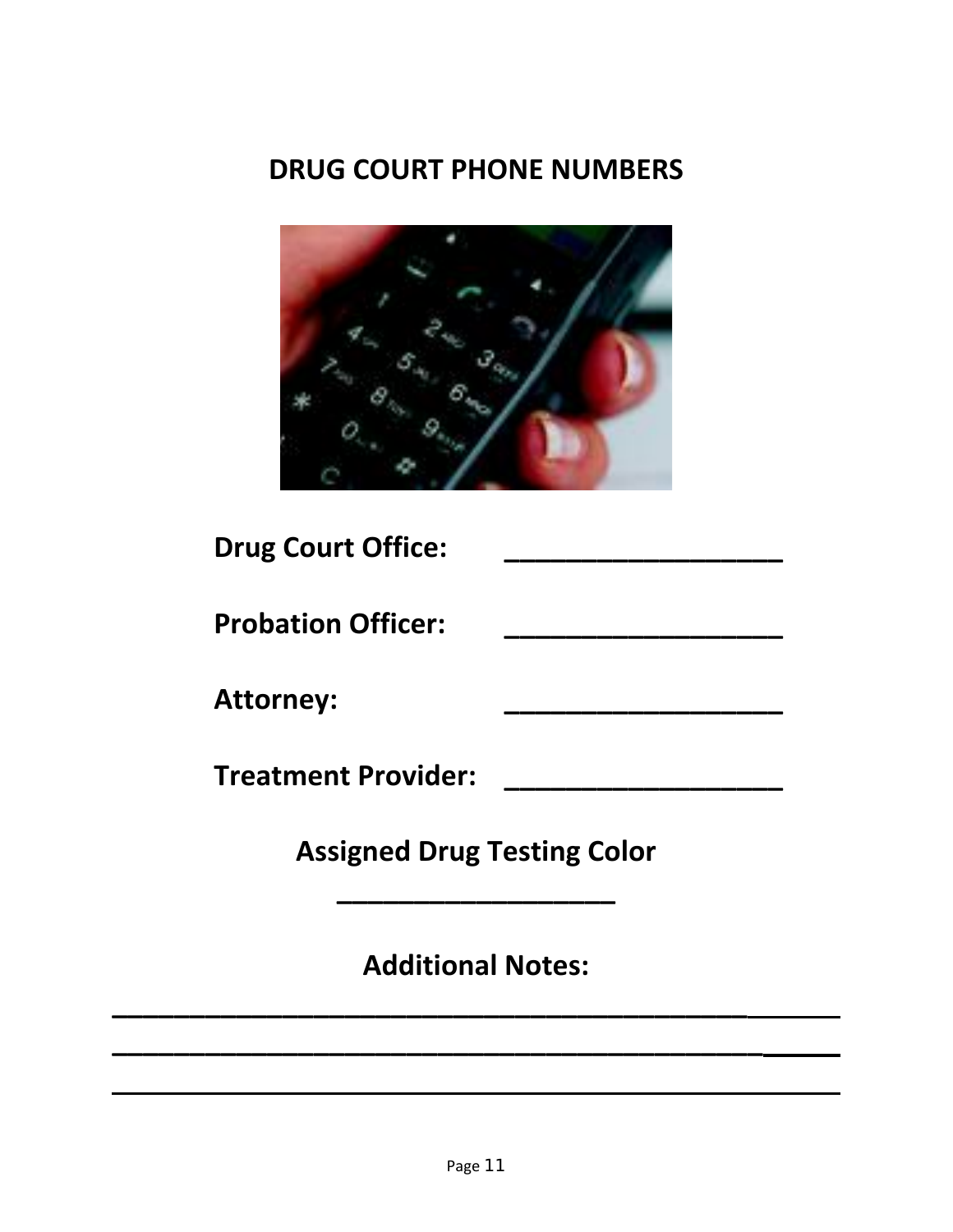# DRUG COURT PHONE NUMBERS

**Drug Court Office:** ___________________

**Probation Officer:** ___________________

**Attorney:** ___________________

**Treatment Provider:** ___________________

**Assigned Drug Testing Color**

___________________

**Additional Notes:**

__________________________________________________

__________________________________________________

__________________________________________________